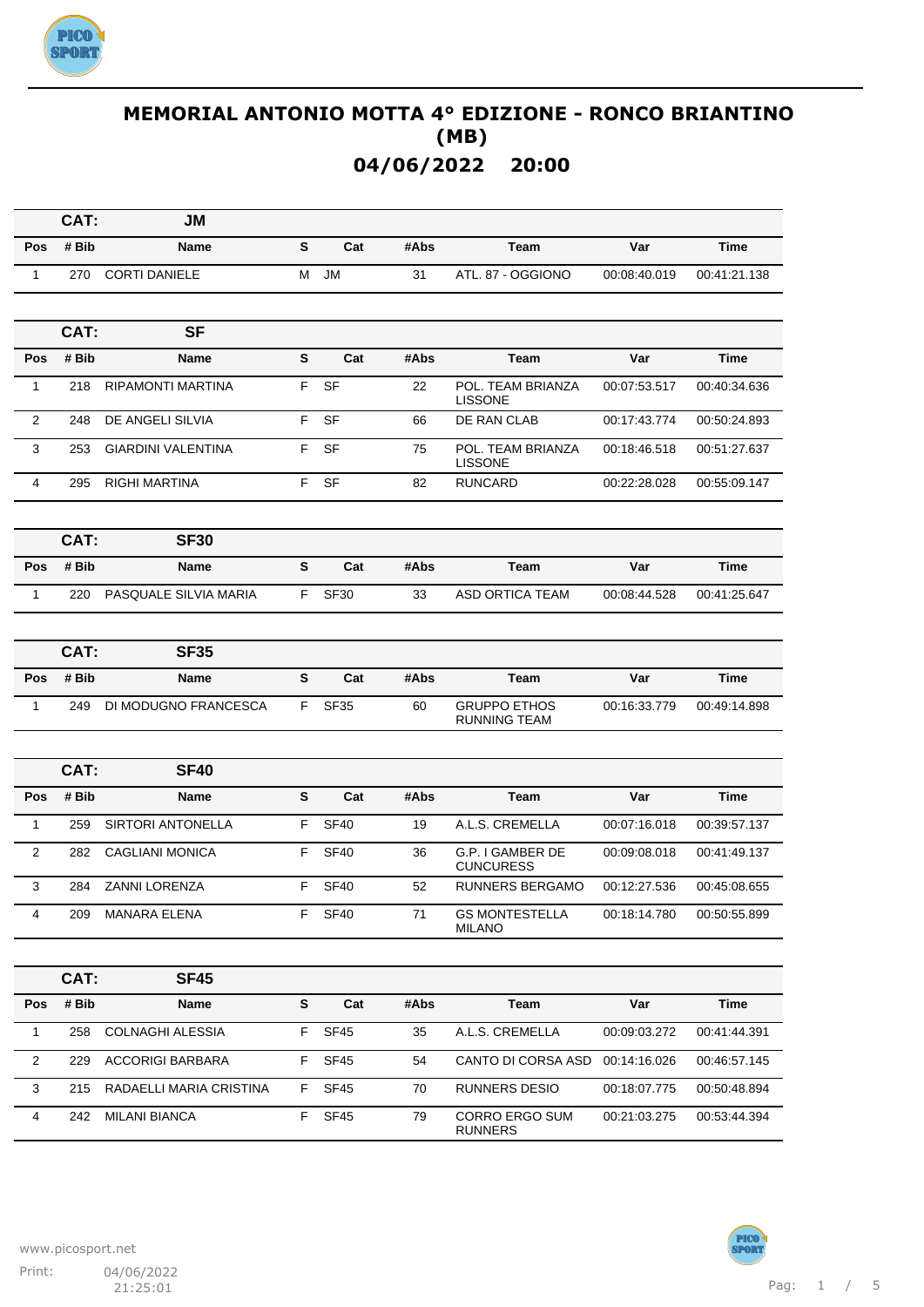# MEMORIAL ANTONIO MOTTA 4° EDIZIONE - RONCO BRIANTINO (MB)

## 04/06/2022 20:00

**CAT: JM**

| Pos | # Bib | Name | S | Cat | #Abs | Team | Var | Time |
|---|---|---|---|---|---|---|---|---|
| 1 | 270 | CORTI DANIELE | M | JM | 31 | ATL. 87 - OGGIONO | 00:08:40.019 | 00:41:21.138 |

**CAT: SF**

| Pos | # Bib | Name | S | Cat | #Abs | Team | Var | Time |
|---|---|---|---|---|---|---|---|---|
| 1 | 218 | RIPAMONTI MARTINA | F | SF | 22 | POL. TEAM BRIANZA LISSONE | 00:07:53.517 | 00:40:34.636 |
| 2 | 248 | DE ANGELI SILVIA | F | SF | 66 | DE RAN CLAB | 00:17:43.774 | 00:50:24.893 |
| 3 | 253 | GIARDINI VALENTINA | F | SF | 75 | POL. TEAM BRIANZA LISSONE | 00:18:46.518 | 00:51:27.637 |
| 4 | 295 | RIGHI MARTINA | F | SF | 82 | RUNCARD | 00:22:28.028 | 00:55:09.147 |

**CAT: SF30**

| Pos | # Bib | Name | S | Cat | #Abs | Team | Var | Time |
|---|---|---|---|---|---|---|---|---|
| 1 | 220 | PASQUALE SILVIA MARIA | F | SF30 | 33 | ASD ORTICA TEAM | 00:08:44.528 | 00:41:25.647 |

**CAT: SF35**

| Pos | # Bib | Name | S | Cat | #Abs | Team | Var | Time |
|---|---|---|---|---|---|---|---|---|
| 1 | 249 | DI MODUGNO FRANCESCA | F | SF35 | 60 | GRUPPO ETHOS RUNNING TEAM | 00:16:33.779 | 00:49:14.898 |

**CAT: SF40**

| Pos | # Bib | Name | S | Cat | #Abs | Team | Var | Time |
|---|---|---|---|---|---|---|---|---|
| 1 | 259 | SIRTORI ANTONELLA | F | SF40 | 19 | A.L.S. CREMELLA | 00:07:16.018 | 00:39:57.137 |
| 2 | 282 | CAGLIANI MONICA | F | SF40 | 36 | G.P. I GAMBER DE CUNCURESS | 00:09:08.018 | 00:41:49.137 |
| 3 | 284 | ZANNI LORENZA | F | SF40 | 52 | RUNNERS BERGAMO | 00:12:27.536 | 00:45:08.655 |
| 4 | 209 | MANARA ELENA | F | SF40 | 71 | GS MONTESTELLA MILANO | 00:18:14.780 | 00:50:55.899 |

**CAT: SF45**

| Pos | # Bib | Name | S | Cat | #Abs | Team | Var | Time |
|---|---|---|---|---|---|---|---|---|
| 1 | 258 | COLNAGHI ALESSIA | F | SF45 | 35 | A.L.S. CREMELLA | 00:09:03.272 | 00:41:44.391 |
| 2 | 229 | ACCORIGI BARBARA | F | SF45 | 54 | CANTO DI CORSA ASD | 00:14:16.026 | 00:46:57.145 |
| 3 | 215 | RADAELLI MARIA CRISTINA | F | SF45 | 70 | RUNNERS DESIO | 00:18:07.775 | 00:50:48.894 |
| 4 | 242 | MILANI BIANCA | F | SF45 | 79 | CORRO ERGO SUM RUNNERS | 00:21:03.275 | 00:53:44.394 |

www.picosport.net

Print: 04/06/2022 21:25:01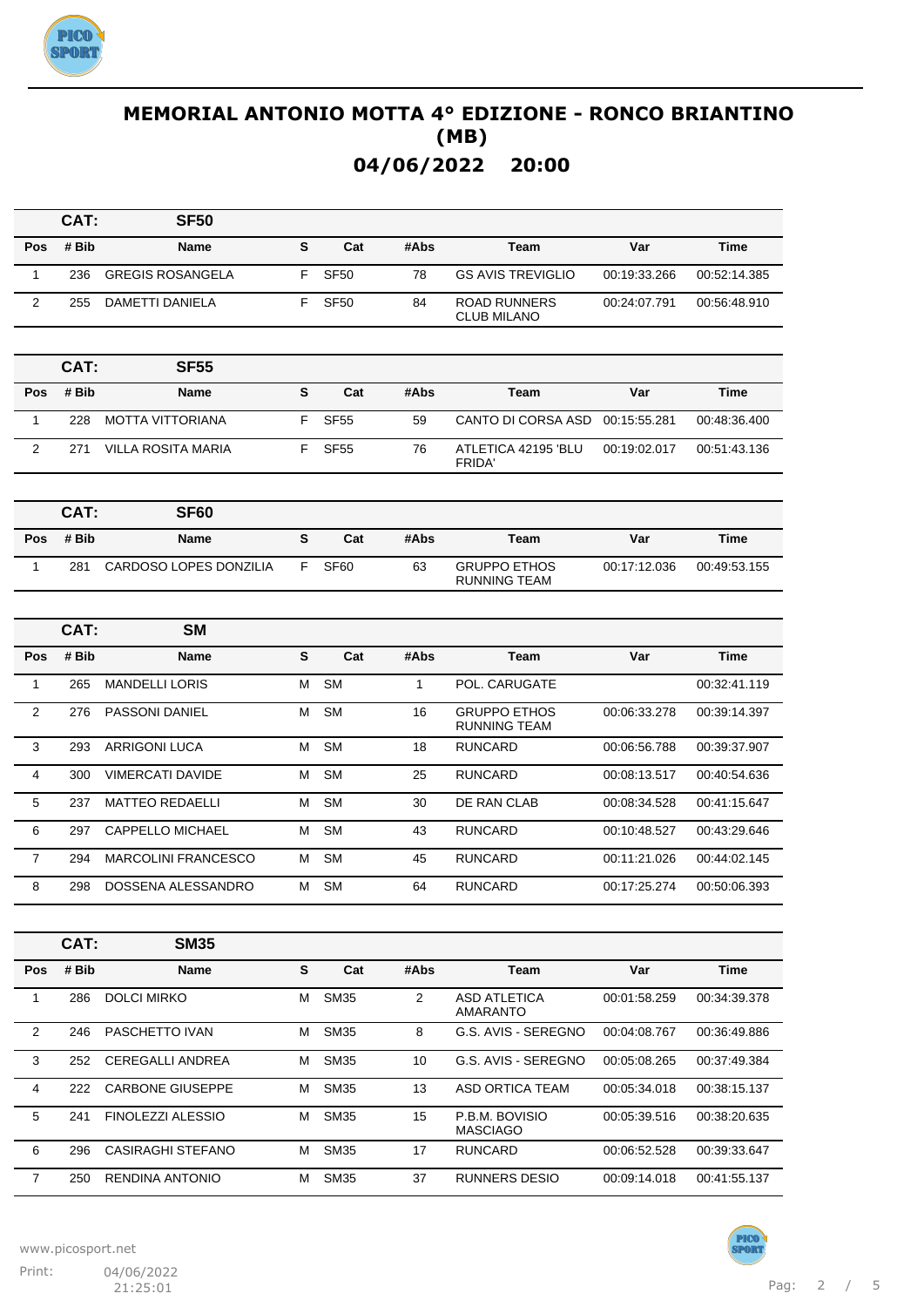# MEMORIAL ANTONIO MOTTA 4° EDIZIONE - RONCO BRIANTINO (MB)

## 04/06/2022 20:00

**CAT: SF50**

| Pos | # Bib | Name | S | Cat | #Abs | Team | Var | Time |
|---|---|---|---|---|---|---|---|---|
| 1 | 236 | GREGIS ROSANGELA | F | SF50 | 78 | GS AVIS TREVIGLIO | 00:19:33.266 | 00:52:14.385 |
| 2 | 255 | DAMETTI DANIELA | F | SF50 | 84 | ROAD RUNNERS CLUB MILANO | 00:24:07.791 | 00:56:48.910 |

**CAT: SF55**

| Pos | # Bib | Name | S | Cat | #Abs | Team | Var | Time |
|---|---|---|---|---|---|---|---|---|
| 1 | 228 | MOTTA VITTORIANA | F | SF55 | 59 | CANTO DI CORSA ASD | 00:15:55.281 | 00:48:36.400 |
| 2 | 271 | VILLA ROSITA MARIA | F | SF55 | 76 | ATLETICA 42195 'BLU FRIDA' | 00:19:02.017 | 00:51:43.136 |

**CAT: SF60**

| Pos | # Bib | Name | S | Cat | #Abs | Team | Var | Time |
|---|---|---|---|---|---|---|---|---|
| 1 | 281 | CARDOSO LOPES DONZILIA | F | SF60 | 63 | GRUPPO ETHOS RUNNING TEAM | 00:17:12.036 | 00:49:53.155 |

**CAT: SM**

| Pos | # Bib | Name | S | Cat | #Abs | Team | Var | Time |
|---|---|---|---|---|---|---|---|---|
| 1 | 265 | MANDELLI LORIS | M | SM | 1 | POL. CARUGATE | | 00:32:41.119 |
| 2 | 276 | PASSONI DANIEL | M | SM | 16 | GRUPPO ETHOS RUNNING TEAM | 00:06:33.278 | 00:39:14.397 |
| 3 | 293 | ARRIGONI LUCA | M | SM | 18 | RUNCARD | 00:06:56.788 | 00:39:37.907 |
| 4 | 300 | VIMERCATI DAVIDE | M | SM | 25 | RUNCARD | 00:08:13.517 | 00:40:54.636 |
| 5 | 237 | MATTEO REDAELLI | M | SM | 30 | DE RAN CLAB | 00:08:34.528 | 00:41:15.647 |
| 6 | 297 | CAPPELLO MICHAEL | M | SM | 43 | RUNCARD | 00:10:48.527 | 00:43:29.646 |
| 7 | 294 | MARCOLINI FRANCESCO | M | SM | 45 | RUNCARD | 00:11:21.026 | 00:44:02.145 |
| 8 | 298 | DOSSENA ALESSANDRO | M | SM | 64 | RUNCARD | 00:17:25.274 | 00:50:06.393 |

**CAT: SM35**

| Pos | # Bib | Name | S | Cat | #Abs | Team | Var | Time |
|---|---|---|---|---|---|---|---|---|
| 1 | 286 | DOLCI MIRKO | M | SM35 | 2 | ASD ATLETICA AMARANTO | 00:01:58.259 | 00:34:39.378 |
| 2 | 246 | PASCHETTO IVAN | M | SM35 | 8 | G.S. AVIS - SEREGNO | 00:04:08.767 | 00:36:49.886 |
| 3 | 252 | CEREGALLI ANDREA | M | SM35 | 10 | G.S. AVIS - SEREGNO | 00:05:08.265 | 00:37:49.384 |
| 4 | 222 | CARBONE GIUSEPPE | M | SM35 | 13 | ASD ORTICA TEAM | 00:05:34.018 | 00:38:15.137 |
| 5 | 241 | FINOLEZZI ALESSIO | M | SM35 | 15 | P.B.M. BOVISIO MASCIAGO | 00:05:39.516 | 00:38:20.635 |
| 6 | 296 | CASIRAGHI STEFANO | M | SM35 | 17 | RUNCARD | 00:06:52.528 | 00:39:33.647 |
| 7 | 250 | RENDINA ANTONIO | M | SM35 | 37 | RUNNERS DESIO | 00:09:14.018 | 00:41:55.137 |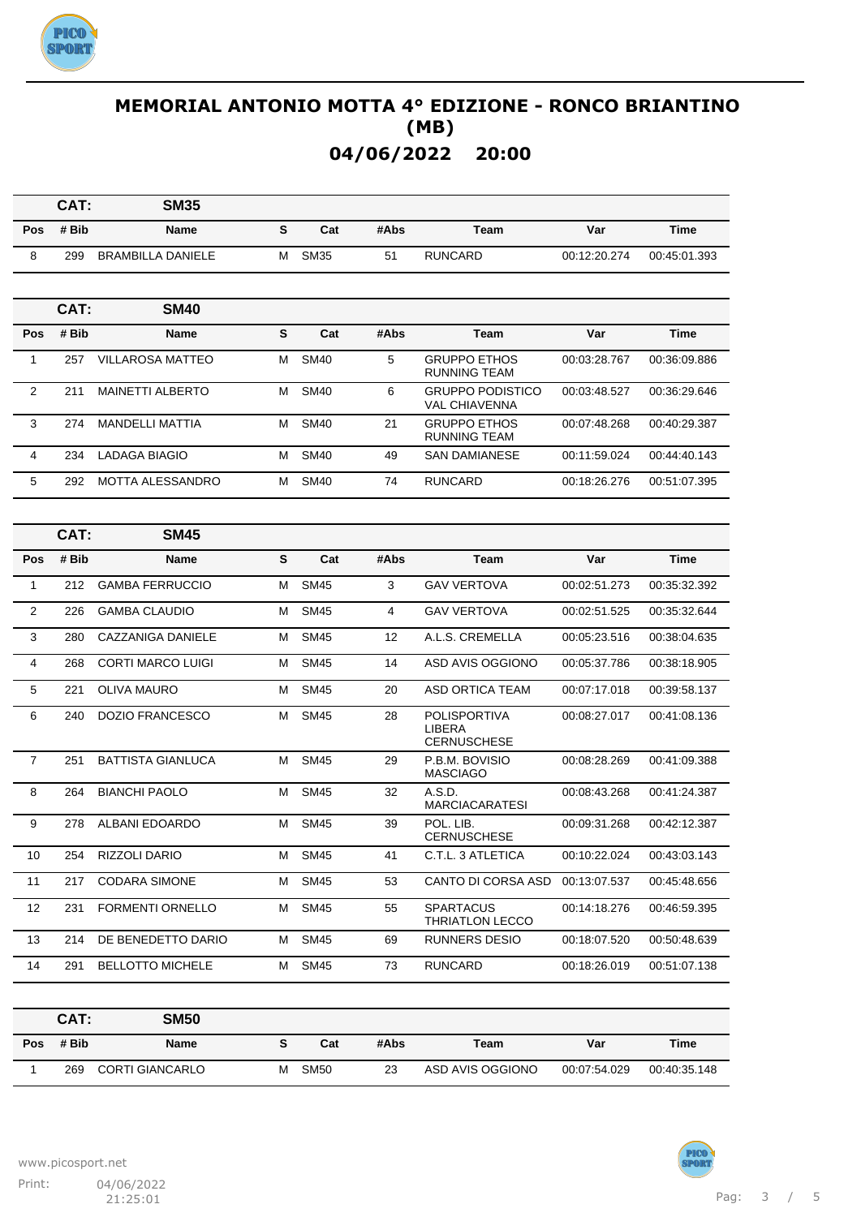# MEMORIAL ANTONIO MOTTA 4° EDIZIONE - RONCO BRIANTINO (MB)

## 04/06/2022 20:00

**CAT: SM35**

| Pos | # Bib | Name | S | Cat | #Abs | Team | Var | Time |
|---|---|---|---|---|---|---|---|---|
| 8 | 299 | BRAMBILLA DANIELE | M | SM35 | 51 | RUNCARD | 00:12:20.274 | 00:45:01.393 |

**CAT: SM40**

| Pos | # Bib | Name | S | Cat | #Abs | Team | Var | Time |
|---|---|---|---|---|---|---|---|---|
| 1 | 257 | VILLAROSA MATTEO | M | SM40 | 5 | GRUPPO ETHOS RUNNING TEAM | 00:03:28.767 | 00:36:09.886 |
| 2 | 211 | MAINETTI ALBERTO | M | SM40 | 6 | GRUPPO PODISTICO VAL CHIAVENNA | 00:03:48.527 | 00:36:29.646 |
| 3 | 274 | MANDELLI MATTIA | M | SM40 | 21 | GRUPPO ETHOS RUNNING TEAM | 00:07:48.268 | 00:40:29.387 |
| 4 | 234 | LADAGA BIAGIO | M | SM40 | 49 | SAN DAMIANESE | 00:11:59.024 | 00:44:40.143 |
| 5 | 292 | MOTTA ALESSANDRO | M | SM40 | 74 | RUNCARD | 00:18:26.276 | 00:51:07.395 |

**CAT: SM45**

| Pos | # Bib | Name | S | Cat | #Abs | Team | Var | Time |
|---|---|---|---|---|---|---|---|---|
| 1 | 212 | GAMBA FERRUCCIO | M | SM45 | 3 | GAV VERTOVA | 00:02:51.273 | 00:35:32.392 |
| 2 | 226 | GAMBA CLAUDIO | M | SM45 | 4 | GAV VERTOVA | 00:02:51.525 | 00:35:32.644 |
| 3 | 280 | CAZZANIGA DANIELE | M | SM45 | 12 | A.L.S. CREMELLA | 00:05:23.516 | 00:38:04.635 |
| 4 | 268 | CORTI MARCO LUIGI | M | SM45 | 14 | ASD AVIS OGGIONO | 00:05:37.786 | 00:38:18.905 |
| 5 | 221 | OLIVA MAURO | M | SM45 | 20 | ASD ORTICA TEAM | 00:07:17.018 | 00:39:58.137 |
| 6 | 240 | DOZIO FRANCESCO | M | SM45 | 28 | POLISPORTIVA LIBERA CERNUSCHESE | 00:08:27.017 | 00:41:08.136 |
| 7 | 251 | BATTISTA GIANLUCA | M | SM45 | 29 | P.B.M. BOVISIO MASCIAGO | 00:08:28.269 | 00:41:09.388 |
| 8 | 264 | BIANCHI PAOLO | M | SM45 | 32 | A.S.D. MARCIACARATESI | 00:08:43.268 | 00:41:24.387 |
| 9 | 278 | ALBANI EDOARDO | M | SM45 | 39 | POL. LIB. CERNUSCHESE | 00:09:31.268 | 00:42:12.387 |
| 10 | 254 | RIZZOLI DARIO | M | SM45 | 41 | C.T.L. 3 ATLETICA | 00:10:22.024 | 00:43:03.143 |
| 11 | 217 | CODARA SIMONE | M | SM45 | 53 | CANTO DI CORSA ASD | 00:13:07.537 | 00:45:48.656 |
| 12 | 231 | FORMENTI ORNELLO | M | SM45 | 55 | SPARTACUS THRIATLON LECCO | 00:14:18.276 | 00:46:59.395 |
| 13 | 214 | DE BENEDETTO DARIO | M | SM45 | 69 | RUNNERS DESIO | 00:18:07.520 | 00:50:48.639 |
| 14 | 291 | BELLOTTO MICHELE | M | SM45 | 73 | RUNCARD | 00:18:26.019 | 00:51:07.138 |

**CAT: SM50**

| Pos | # Bib | Name | S | Cat | #Abs | Team | Var | Time |
|---|---|---|---|---|---|---|---|---|
| 1 | 269 | CORTI GIANCARLO | M | SM50 | 23 | ASD AVIS OGGIONO | 00:07:54.029 | 00:40:35.148 |

www.picosport.net

Print: 04/06/2022 21:25:01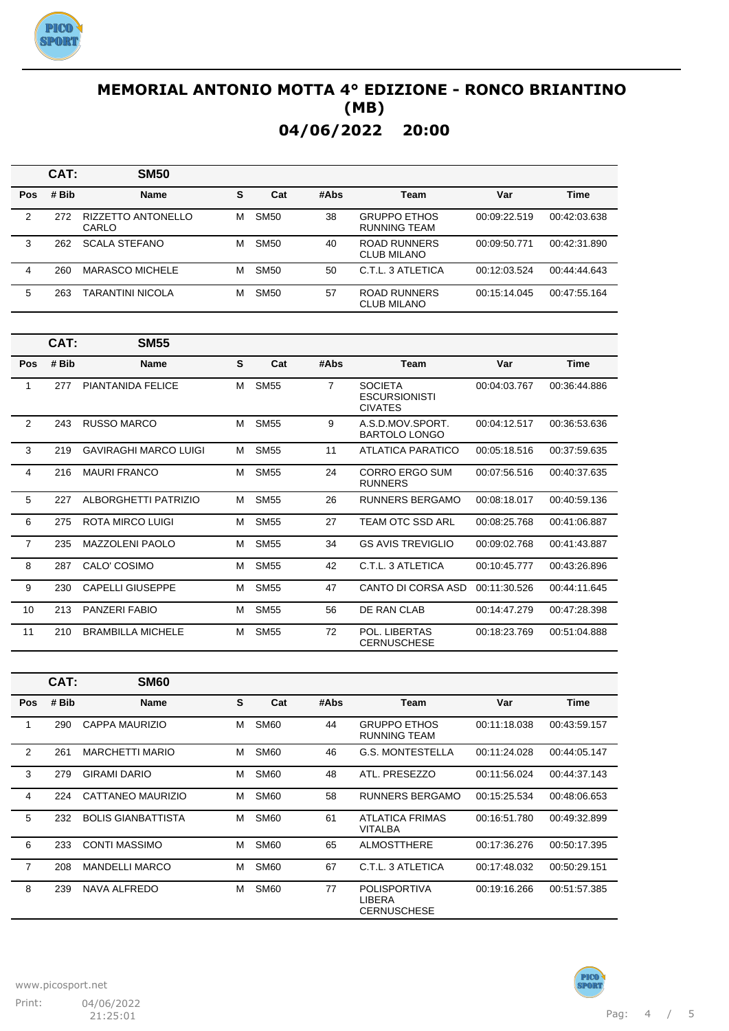# MEMORIAL ANTONIO MOTTA 4° EDIZIONE - RONCO BRIANTINO (MB)

## 04/06/2022 20:00

**CAT: SM50**

| Pos | # Bib | Name | S | Cat | #Abs | Team | Var | Time |
|---|---|---|---|---|---|---|---|---|
| 2 | 272 | RIZZETTO ANTONELLO CARLO | M | SM50 | 38 | GRUPPO ETHOS RUNNING TEAM | 00:09:22.519 | 00:42:03.638 |
| 3 | 262 | SCALA STEFANO | M | SM50 | 40 | ROAD RUNNERS CLUB MILANO | 00:09:50.771 | 00:42:31.890 |
| 4 | 260 | MARASCO MICHELE | M | SM50 | 50 | C.T.L. 3 ATLETICA | 00:12:03.524 | 00:44:44.643 |
| 5 | 263 | TARANTINI NICOLA | M | SM50 | 57 | ROAD RUNNERS CLUB MILANO | 00:15:14.045 | 00:47:55.164 |

**CAT: SM55**

| Pos | # Bib | Name | S | Cat | #Abs | Team | Var | Time |
|---|---|---|---|---|---|---|---|---|
| 1 | 277 | PIANTANIDA FELICE | M | SM55 | 7 | SOCIETA ESCURSIONISTI CIVATES | 00:04:03.767 | 00:36:44.886 |
| 2 | 243 | RUSSO MARCO | M | SM55 | 9 | A.S.D.MOV.SPORT. BARTOLO LONGO | 00:04:12.517 | 00:36:53.636 |
| 3 | 219 | GAVIRAGHI MARCO LUIGI | M | SM55 | 11 | ATLATICA PARATICO | 00:05:18.516 | 00:37:59.635 |
| 4 | 216 | MAURI FRANCO | M | SM55 | 24 | CORRO ERGO SUM RUNNERS | 00:07:56.516 | 00:40:37.635 |
| 5 | 227 | ALBORGHETTI PATRIZIO | M | SM55 | 26 | RUNNERS BERGAMO | 00:08:18.017 | 00:40:59.136 |
| 6 | 275 | ROTA MIRCO LUIGI | M | SM55 | 27 | TEAM OTC SSD ARL | 00:08:25.768 | 00:41:06.887 |
| 7 | 235 | MAZZOLENI PAOLO | M | SM55 | 34 | GS AVIS TREVIGLIO | 00:09:02.768 | 00:41:43.887 |
| 8 | 287 | CALO' COSIMO | M | SM55 | 42 | C.T.L. 3 ATLETICA | 00:10:45.777 | 00:43:26.896 |
| 9 | 230 | CAPELLI GIUSEPPE | M | SM55 | 47 | CANTO DI CORSA ASD | 00:11:30.526 | 00:44:11.645 |
| 10 | 213 | PANZERI FABIO | M | SM55 | 56 | DE RAN CLAB | 00:14:47.279 | 00:47:28.398 |
| 11 | 210 | BRAMBILLA MICHELE | M | SM55 | 72 | POL. LIBERTAS CERNUSCHESE | 00:18:23.769 | 00:51:04.888 |

**CAT: SM60**

| Pos | # Bib | Name | S | Cat | #Abs | Team | Var | Time |
|---|---|---|---|---|---|---|---|---|
| 1 | 290 | CAPPA MAURIZIO | M | SM60 | 44 | GRUPPO ETHOS RUNNING TEAM | 00:11:18.038 | 00:43:59.157 |
| 2 | 261 | MARCHETTI MARIO | M | SM60 | 46 | G.S. MONTESTELLA | 00:11:24.028 | 00:44:05.147 |
| 3 | 279 | GIRAMI DARIO | M | SM60 | 48 | ATL. PRESEZZO | 00:11:56.024 | 00:44:37.143 |
| 4 | 224 | CATTANEO MAURIZIO | M | SM60 | 58 | RUNNERS BERGAMO | 00:15:25.534 | 00:48:06.653 |
| 5 | 232 | BOLIS GIANBATTISTA | M | SM60 | 61 | ATLATICA FRIMAS VITALBA | 00:16:51.780 | 00:49:32.899 |
| 6 | 233 | CONTI MASSIMO | M | SM60 | 65 | ALMOSTTHERE | 00:17:36.276 | 00:50:17.395 |
| 7 | 208 | MANDELLI MARCO | M | SM60 | 67 | C.T.L. 3 ATLETICA | 00:17:48.032 | 00:50:29.151 |
| 8 | 239 | NAVA ALFREDO | M | SM60 | 77 | POLISPORTIVA LIBERA CERNUSCHESE | 00:19:16.266 | 00:51:57.385 |

www.picosport.net

Print: 04/06/2022 21:25:01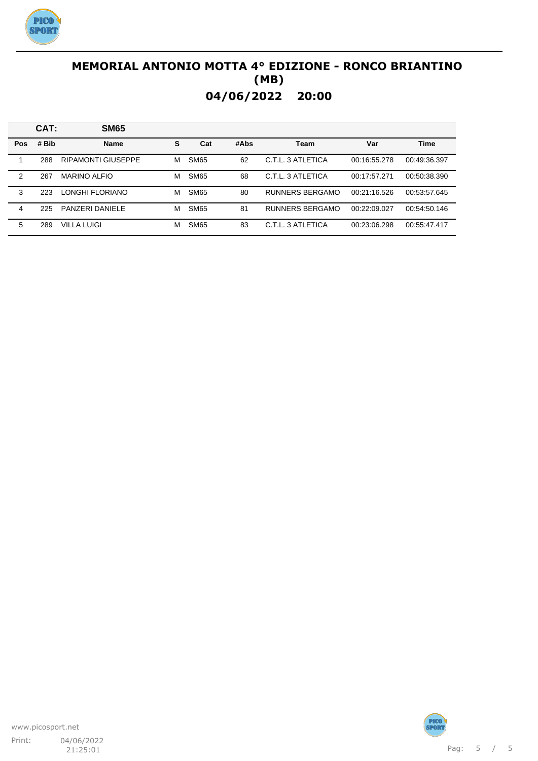# MEMORIAL ANTONIO MOTTA 4° EDIZIONE - RONCO BRIANTINO (MB)

## 04/06/2022 20:00

**CAT: SM65**

| Pos | # Bib | Name | S | Cat | #Abs | Team | Var | Time |
|---|---|---|---|---|---|---|---|---|
| 1 | 288 | RIPAMONTI GIUSEPPE | M | SM65 | 62 | C.T.L. 3 ATLETICA | 00:16:55.278 | 00:49:36.397 |
| 2 | 267 | MARINO ALFIO | M | SM65 | 68 | C.T.L. 3 ATLETICA | 00:17:57.271 | 00:50:38.390 |
| 3 | 223 | LONGHI FLORIANO | M | SM65 | 80 | RUNNERS BERGAMO | 00:21:16.526 | 00:53:57.645 |
| 4 | 225 | PANZERI DANIELE | M | SM65 | 81 | RUNNERS BERGAMO | 00:22:09.027 | 00:54:50.146 |
| 5 | 289 | VILLA LUIGI | M | SM65 | 83 | C.T.L. 3 ATLETICA | 00:23:06.298 | 00:55:47.417 |

www.picosport.net

Print: 04/06/2022 21:25:01